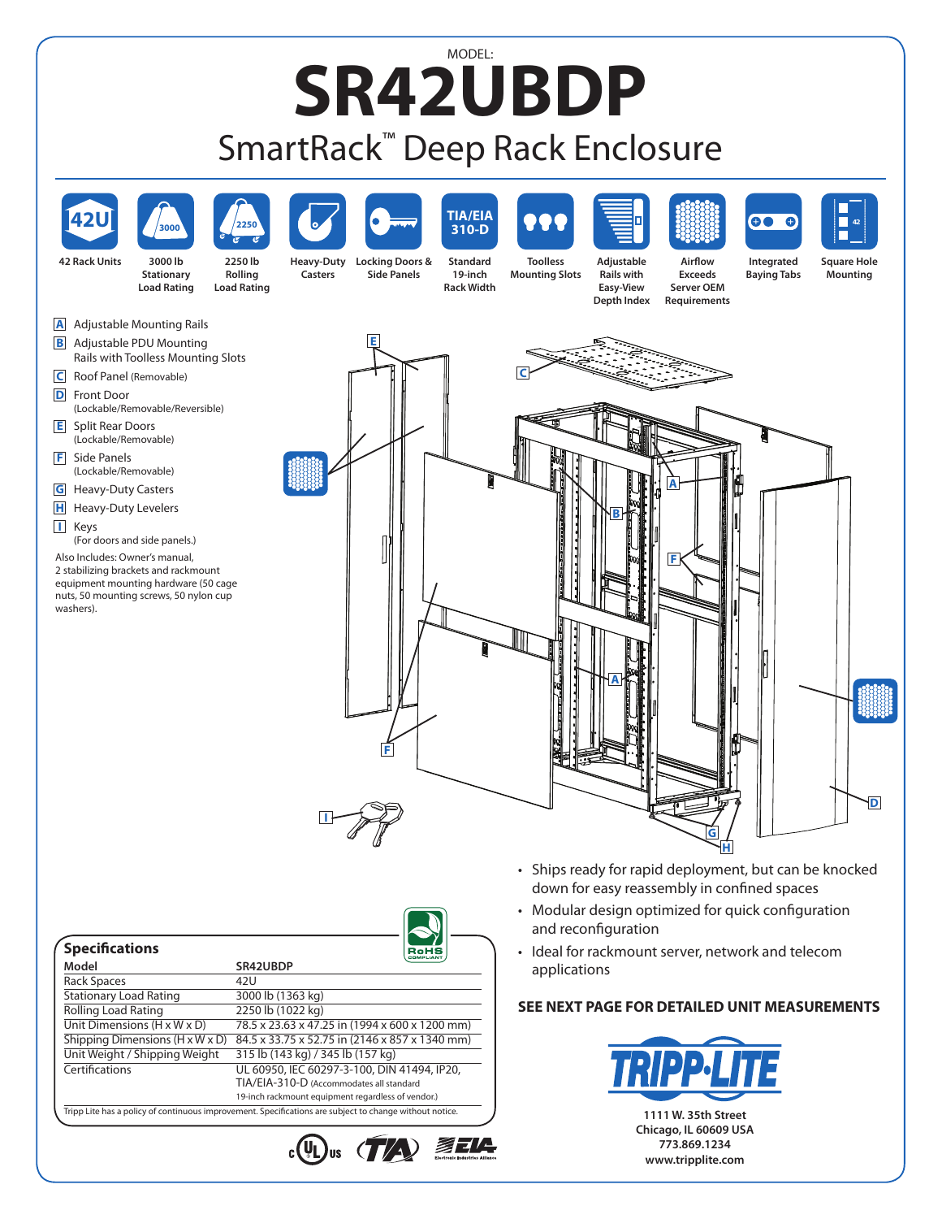MODEL:

# SR42UBDP

## SmartRack™ Deep Rack Enclosure

42 Rack Units

3000 lb Stationary Load Rating

2250 lb Rolling Load Rating

Heavy-Duty Casters

Locking Doors & Side Panels

Standard 19-inch Rack Width

Toolless Mounting Slots

Adjustable Rails with Easy-View Depth Index

Airflow Exceeds Server OEM Requirements

Integrated Baying Tabs

Square Hole Mounting

- **A** Adjustable Mounting Rails
- **B** Adjustable PDU Mounting Rails with Toolless Mounting Slots
- **C** Roof Panel (Removable)
- **D** Front Door (Lockable/Removable/Reversible)
- **E** Split Rear Doors (Lockable/Removable)
- **F** Side Panels (Lockable/Removable)
- **G** Heavy-Duty Casters
- **H** Heavy-Duty Levelers
- **I** Keys (For doors and side panels.)

Also Includes: Owner's manual, 2 stabilizing brackets and rackmount equipment mounting hardware (50 cage nuts, 50 mounting screws, 50 nylon cup washers).

- Ships ready for rapid deployment, but can be knocked down for easy reassembly in confined spaces
- Modular design optimized for quick configuration and reconfiguration
- Ideal for rackmount server, network and telecom applications

**SEE NEXT PAGE FOR DETAILED UNIT MEASUREMENTS**

### Specifications

| Model | SR42UBDP |
|---|---|
| Rack Spaces | 42U |
| Stationary Load Rating | 3000 lb (1363 kg) |
| Rolling Load Rating | 2250 lb (1022 kg) |
| Unit Dimensions (H x W x D) | 78.5 x 23.63 x 47.25 in (1994 x 600 x 1200 mm) |
| Shipping Dimensions (H x W x D) | 84.5 x 33.75 x 52.75 in (2146 x 857 x 1340 mm) |
| Unit Weight / Shipping Weight | 315 lb (143 kg) / 345 lb (157 kg) |
| Certifications | UL 60950, IEC 60297-3-100, DIN 41494, IP20, TIA/EIA-310-D (Accommodates all standard 19-inch rackmount equipment regardless of vendor.) |

Tripp Lite has a policy of continuous improvement. Specifications are subject to change without notice.

RoHS COMPLIANT

TRIPP·LITE

1111 W. 35th Street
Chicago, IL 60609 USA
773.869.1234
www.tripplite.com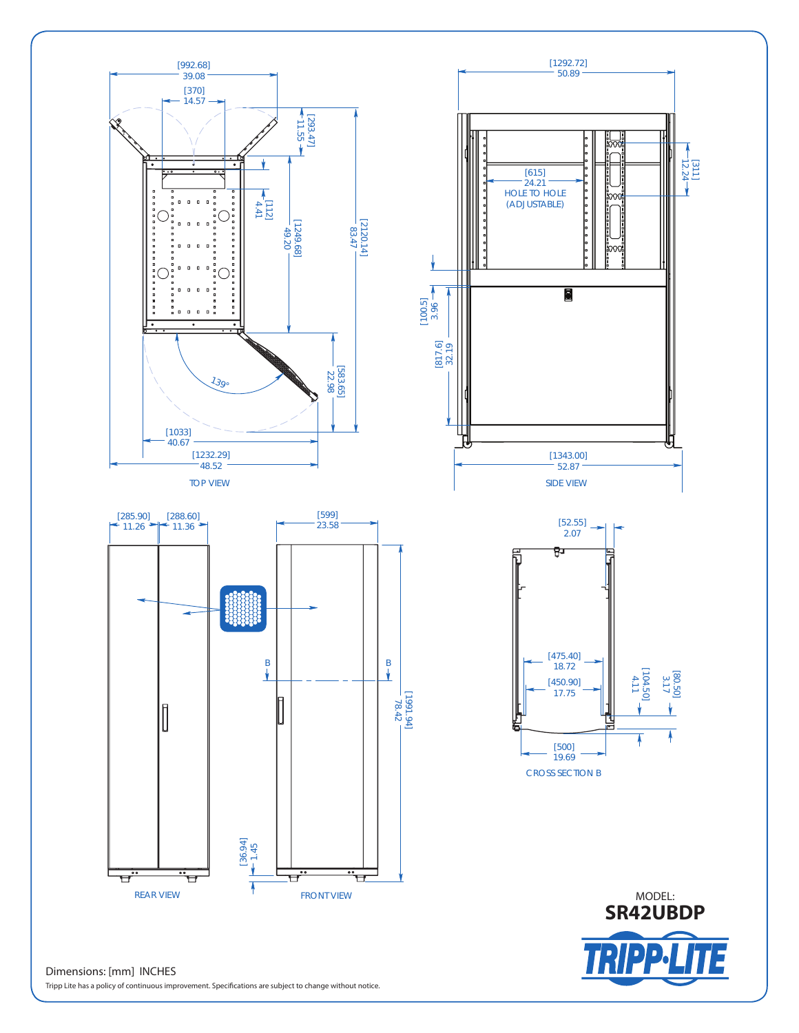## TOP VIEW

[992.68] 39.08

[370] 14.57

[293.47] 11.55

[2120.14] 83.47

[112] 4.41

[1249.68] 49.20

139°

[583.65] 22.98

[1033] 40.67

[1232.29] 48.52

## SIDE VIEW

[1292.72] 50.89

[311] 12.24

[615] 24.21 HOLE TO HOLE (ADJUSTABLE)

[100.5] 3.96

[817.6] 32.19

[1343.00] 52.87

## REAR VIEW

[285.90] 11.26

[288.60] 11.36

## FRONT VIEW

[599] 23.58

B

B

[1991.94] 78.42

[36.94] 1.45

## CROSS SECTION B

[52.55] 2.07

[475.40] 18.72

[450.90] 17.75

[104.50] 4.11

[80.50] 3.17

[500] 19.69

MODEL:
**SR42UBDP**

TRIPP·LITE

Dimensions: [mm] INCHES

Tripp Lite has a policy of continuous improvement. Specifications are subject to change without notice.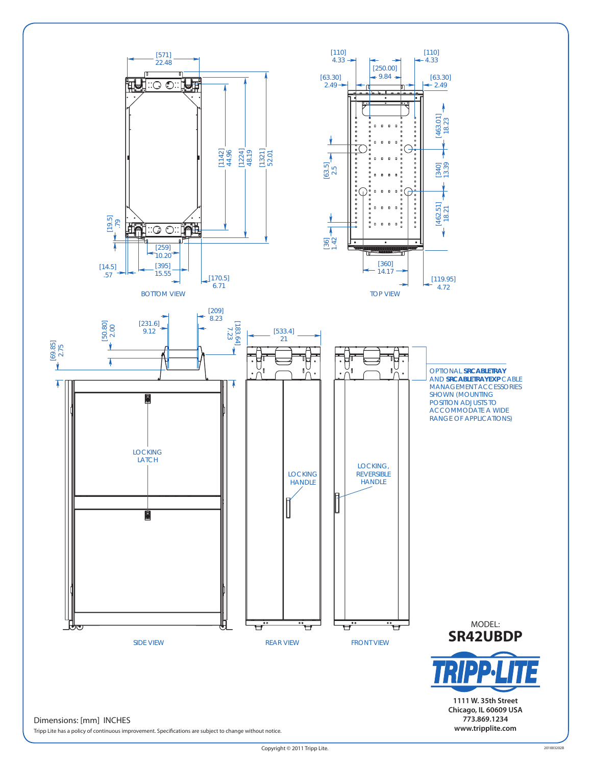BOTTOM VIEW

[571]
22.48

[1142]
44.96

[1224]
48.19

[1321]
52.01

[19.5]
.79

[259]
10.20

[395]
15.55

[14.5]
.57

[170.5]
6.71

TOP VIEW

[110]
4.33

[110]
4.33

[250.00]
9.84

[63.30]
2.49

[63.30]
2.49

[463.01]
18.23

[63.5]
2.5

[340]
13.39

[462.51]
18.21

[36]
1.42

[360]
14.17

[119.95]
4.72

SIDE VIEW

[209]
8.23

[231.6]
9.12

[50.80]
2.00

[183.64]
7.23

[69.85]
2.75

LOCKING LATCH

REAR VIEW

[533.4]
21

LOCKING HANDLE

FRONT VIEW

LOCKING, REVERSIBLE HANDLE

OPTIONAL **SRCABLETRAY** AND **SRCABLETRAYEXP** CABLE MANAGEMENT ACCESSORIES SHOWN (MOUNTING POSITION ADJUSTS TO ACCOMMODATE A WIDE RANGE OF APPLICATIONS)

MODEL:
**SR42UBDP**

TRIPP·LITE

**1111 W. 35th Street**
**Chicago, IL 60609 USA**
**773.869.1234**
**www.tripplite.com**

Dimensions: [mm] INCHES

Tripp Lite has a policy of continuous improvement. Specifications are subject to change without notice.

Copyright © 2011 Tripp Lite.

201003202B